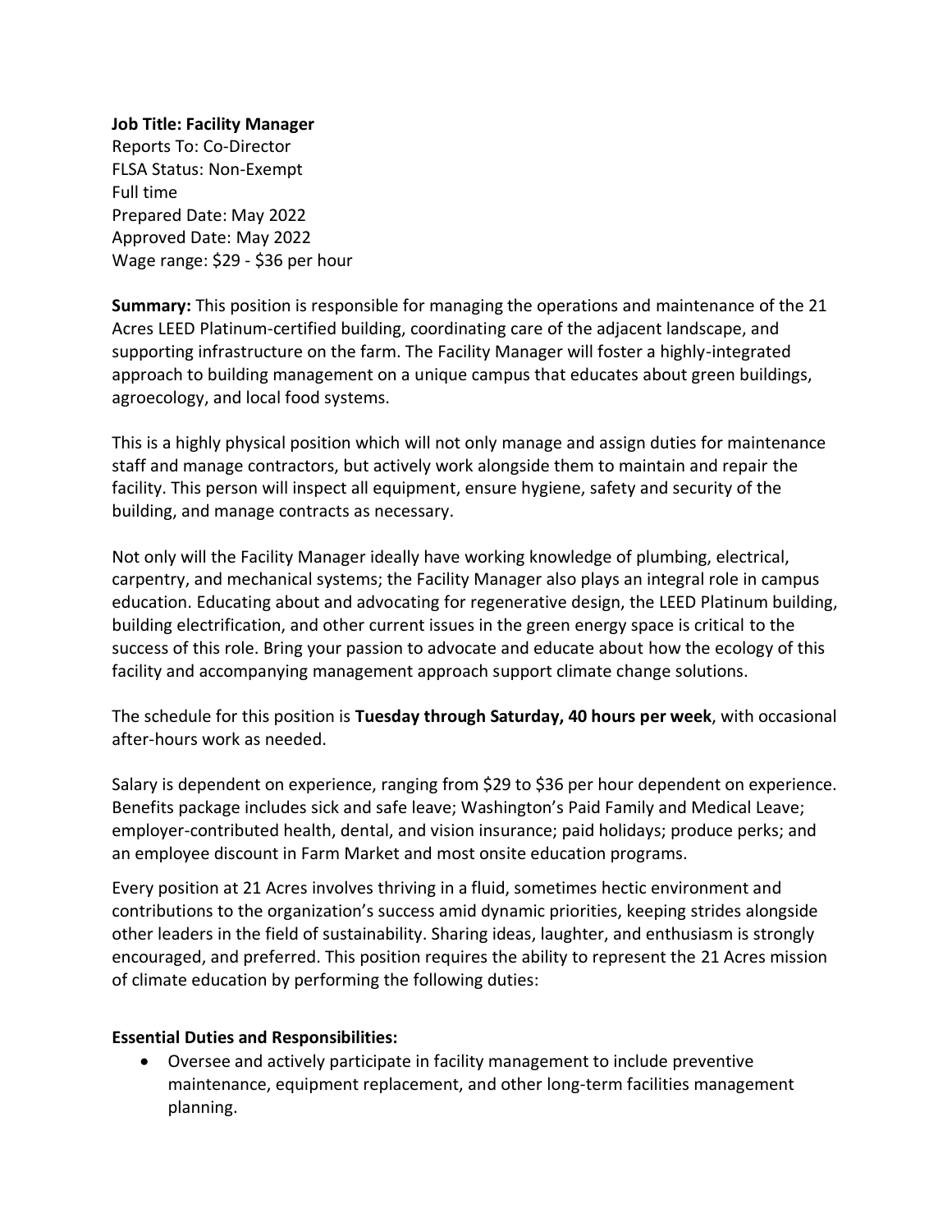**Job Title: Facility Manager**
Reports To: Co-Director
FLSA Status: Non-Exempt
Full time
Prepared Date: May 2022
Approved Date: May 2022
Wage range: $29 - $36 per hour

**Summary:** This position is responsible for managing the operations and maintenance of the 21 Acres LEED Platinum-certified building, coordinating care of the adjacent landscape, and supporting infrastructure on the farm. The Facility Manager will foster a highly-integrated approach to building management on a unique campus that educates about green buildings, agroecology, and local food systems.

This is a highly physical position which will not only manage and assign duties for maintenance staff and manage contractors, but actively work alongside them to maintain and repair the facility. This person will inspect all equipment, ensure hygiene, safety and security of the building, and manage contracts as necessary.

Not only will the Facility Manager ideally have working knowledge of plumbing, electrical, carpentry, and mechanical systems; the Facility Manager also plays an integral role in campus education. Educating about and advocating for regenerative design, the LEED Platinum building, building electrification, and other current issues in the green energy space is critical to the success of this role. Bring your passion to advocate and educate about how the ecology of this facility and accompanying management approach support climate change solutions.

The schedule for this position is **Tuesday through Saturday, 40 hours per week**, with occasional after-hours work as needed.

Salary is dependent on experience, ranging from $29 to $36 per hour dependent on experience. Benefits package includes sick and safe leave; Washington's Paid Family and Medical Leave; employer-contributed health, dental, and vision insurance; paid holidays; produce perks; and an employee discount in Farm Market and most onsite education programs.

Every position at 21 Acres involves thriving in a fluid, sometimes hectic environment and contributions to the organization's success amid dynamic priorities, keeping strides alongside other leaders in the field of sustainability. Sharing ideas, laughter, and enthusiasm is strongly encouraged, and preferred. This position requires the ability to represent the 21 Acres mission of climate education by performing the following duties:

**Essential Duties and Responsibilities:**

- Oversee and actively participate in facility management to include preventive maintenance, equipment replacement, and other long-term facilities management planning.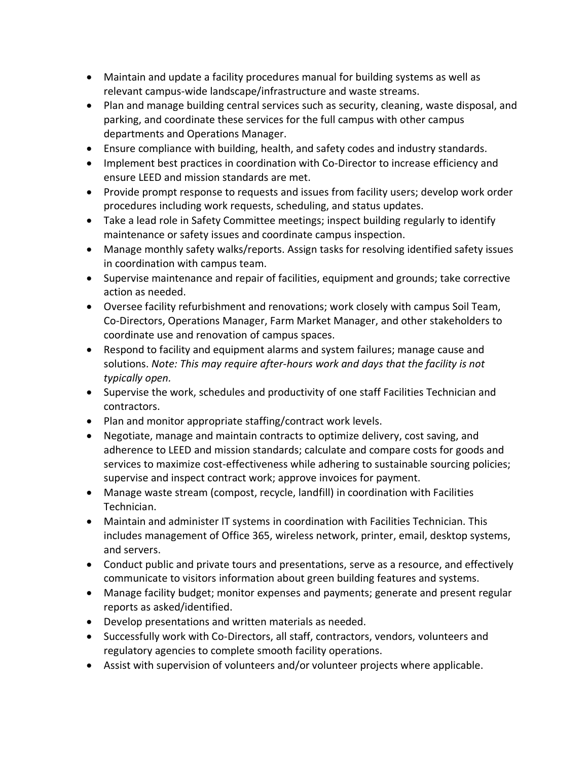- Maintain and update a facility procedures manual for building systems as well as relevant campus-wide landscape/infrastructure and waste streams.
- Plan and manage building central services such as security, cleaning, waste disposal, and parking, and coordinate these services for the full campus with other campus departments and Operations Manager.
- Ensure compliance with building, health, and safety codes and industry standards.
- Implement best practices in coordination with Co-Director to increase efficiency and ensure LEED and mission standards are met.
- Provide prompt response to requests and issues from facility users; develop work order procedures including work requests, scheduling, and status updates.
- Take a lead role in Safety Committee meetings; inspect building regularly to identify maintenance or safety issues and coordinate campus inspection.
- Manage monthly safety walks/reports. Assign tasks for resolving identified safety issues in coordination with campus team.
- Supervise maintenance and repair of facilities, equipment and grounds; take corrective action as needed.
- Oversee facility refurbishment and renovations; work closely with campus Soil Team, Co-Directors, Operations Manager, Farm Market Manager, and other stakeholders to coordinate use and renovation of campus spaces.
- Respond to facility and equipment alarms and system failures; manage cause and solutions. *Note: This may require after-hours work and days that the facility is not typically open.*
- Supervise the work, schedules and productivity of one staff Facilities Technician and contractors.
- Plan and monitor appropriate staffing/contract work levels.
- Negotiate, manage and maintain contracts to optimize delivery, cost saving, and adherence to LEED and mission standards; calculate and compare costs for goods and services to maximize cost-effectiveness while adhering to sustainable sourcing policies; supervise and inspect contract work; approve invoices for payment.
- Manage waste stream (compost, recycle, landfill) in coordination with Facilities Technician.
- Maintain and administer IT systems in coordination with Facilities Technician. This includes management of Office 365, wireless network, printer, email, desktop systems, and servers.
- Conduct public and private tours and presentations, serve as a resource, and effectively communicate to visitors information about green building features and systems.
- Manage facility budget; monitor expenses and payments; generate and present regular reports as asked/identified.
- Develop presentations and written materials as needed.
- Successfully work with Co-Directors, all staff, contractors, vendors, volunteers and regulatory agencies to complete smooth facility operations.
- Assist with supervision of volunteers and/or volunteer projects where applicable.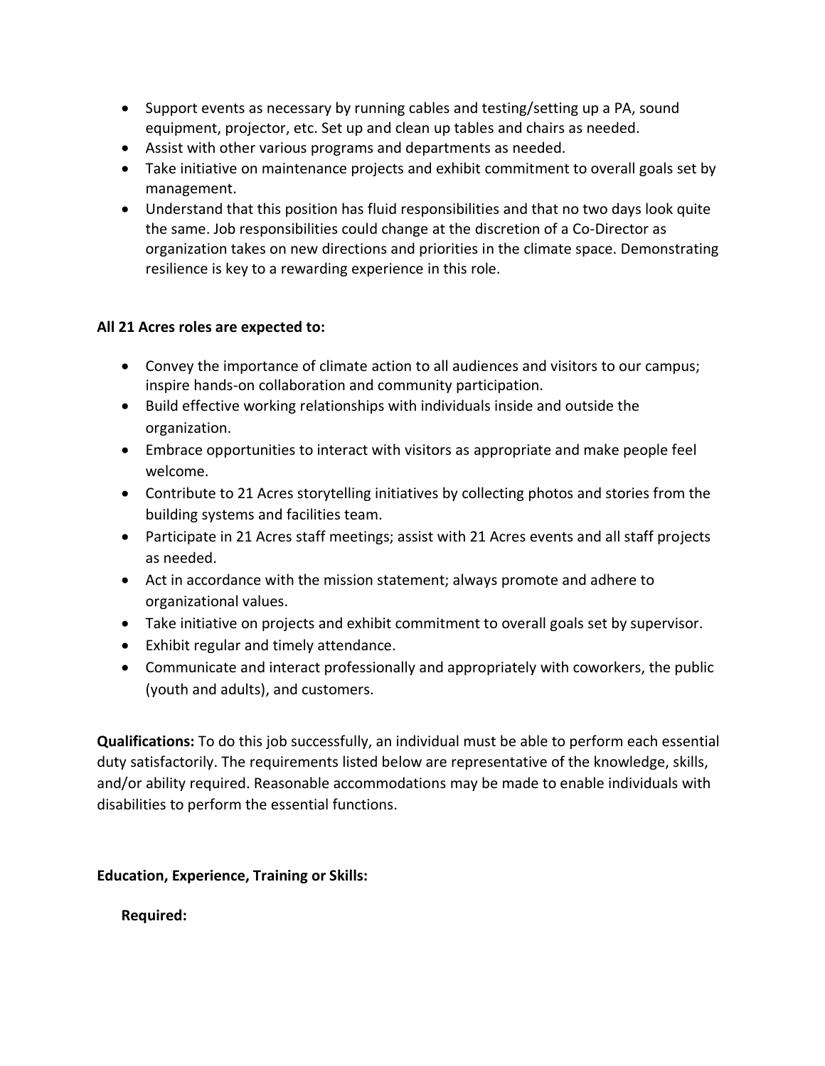- Support events as necessary by running cables and testing/setting up a PA, sound equipment, projector, etc. Set up and clean up tables and chairs as needed.
- Assist with other various programs and departments as needed.
- Take initiative on maintenance projects and exhibit commitment to overall goals set by management.
- Understand that this position has fluid responsibilities and that no two days look quite the same. Job responsibilities could change at the discretion of a Co-Director as organization takes on new directions and priorities in the climate space. Demonstrating resilience is key to a rewarding experience in this role.

**All 21 Acres roles are expected to:**

- Convey the importance of climate action to all audiences and visitors to our campus; inspire hands-on collaboration and community participation.
- Build effective working relationships with individuals inside and outside the organization.
- Embrace opportunities to interact with visitors as appropriate and make people feel welcome.
- Contribute to 21 Acres storytelling initiatives by collecting photos and stories from the building systems and facilities team.
- Participate in 21 Acres staff meetings; assist with 21 Acres events and all staff projects as needed.
- Act in accordance with the mission statement; always promote and adhere to organizational values.
- Take initiative on projects and exhibit commitment to overall goals set by supervisor.
- Exhibit regular and timely attendance.
- Communicate and interact professionally and appropriately with coworkers, the public (youth and adults), and customers.

**Qualifications:** To do this job successfully, an individual must be able to perform each essential duty satisfactorily. The requirements listed below are representative of the knowledge, skills, and/or ability required. Reasonable accommodations may be made to enable individuals with disabilities to perform the essential functions.

**Education, Experience, Training or Skills:**

**Required:**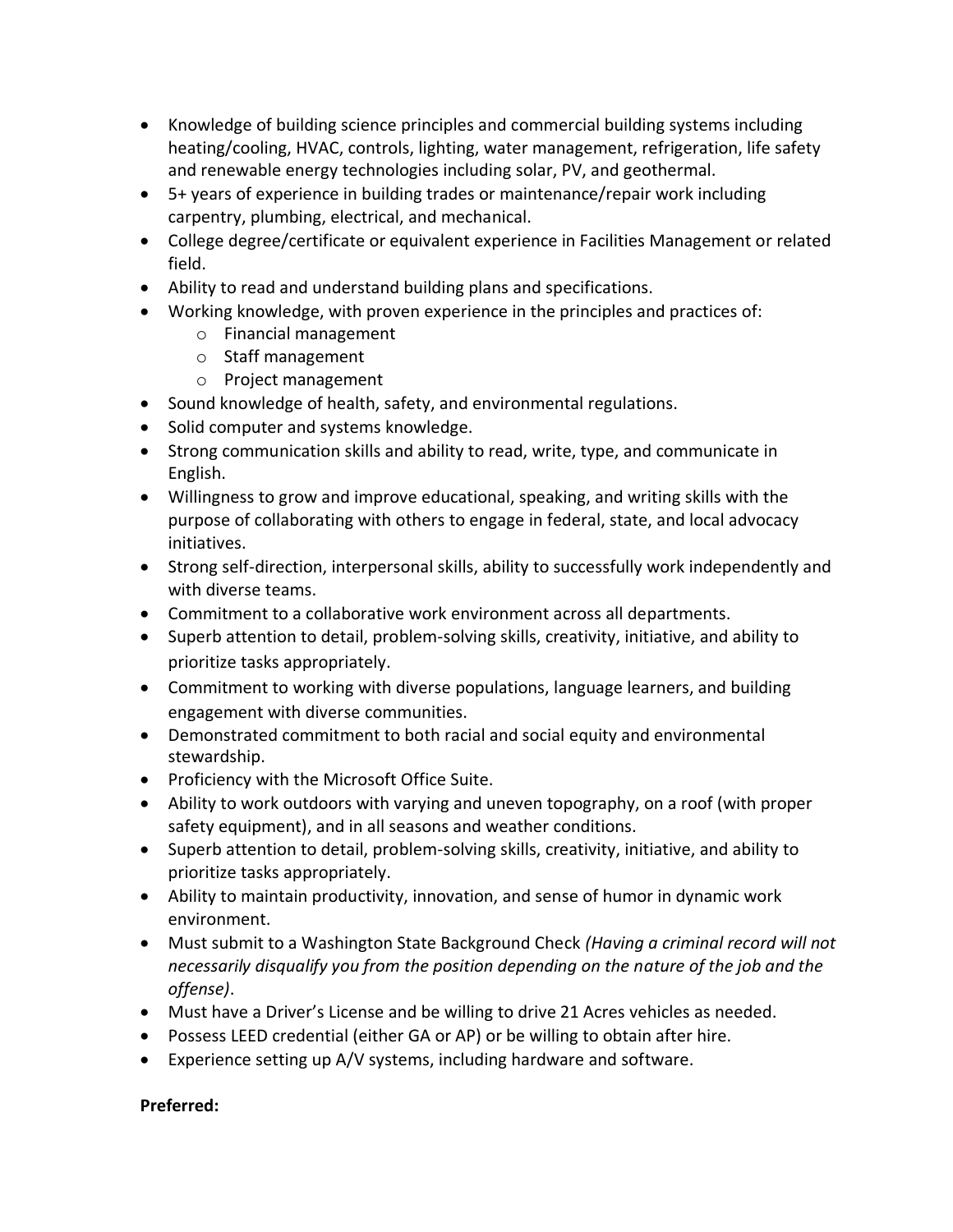- Knowledge of building science principles and commercial building systems including heating/cooling, HVAC, controls, lighting, water management, refrigeration, life safety and renewable energy technologies including solar, PV, and geothermal.
- 5+ years of experience in building trades or maintenance/repair work including carpentry, plumbing, electrical, and mechanical.
- College degree/certificate or equivalent experience in Facilities Management or related field.
- Ability to read and understand building plans and specifications.
- Working knowledge, with proven experience in the principles and practices of:
  - Financial management
  - Staff management
  - Project management
- Sound knowledge of health, safety, and environmental regulations.
- Solid computer and systems knowledge.
- Strong communication skills and ability to read, write, type, and communicate in English.
- Willingness to grow and improve educational, speaking, and writing skills with the purpose of collaborating with others to engage in federal, state, and local advocacy initiatives.
- Strong self-direction, interpersonal skills, ability to successfully work independently and with diverse teams.
- Commitment to a collaborative work environment across all departments.
- Superb attention to detail, problem-solving skills, creativity, initiative, and ability to prioritize tasks appropriately.
- Commitment to working with diverse populations, language learners, and building engagement with diverse communities.
- Demonstrated commitment to both racial and social equity and environmental stewardship.
- Proficiency with the Microsoft Office Suite.
- Ability to work outdoors with varying and uneven topography, on a roof (with proper safety equipment), and in all seasons and weather conditions.
- Superb attention to detail, problem-solving skills, creativity, initiative, and ability to prioritize tasks appropriately.
- Ability to maintain productivity, innovation, and sense of humor in dynamic work environment.
- Must submit to a Washington State Background Check *(Having a criminal record will not necessarily disqualify you from the position depending on the nature of the job and the offense)*.
- Must have a Driver's License and be willing to drive 21 Acres vehicles as needed.
- Possess LEED credential (either GA or AP) or be willing to obtain after hire.
- Experience setting up A/V systems, including hardware and software.

**Preferred:**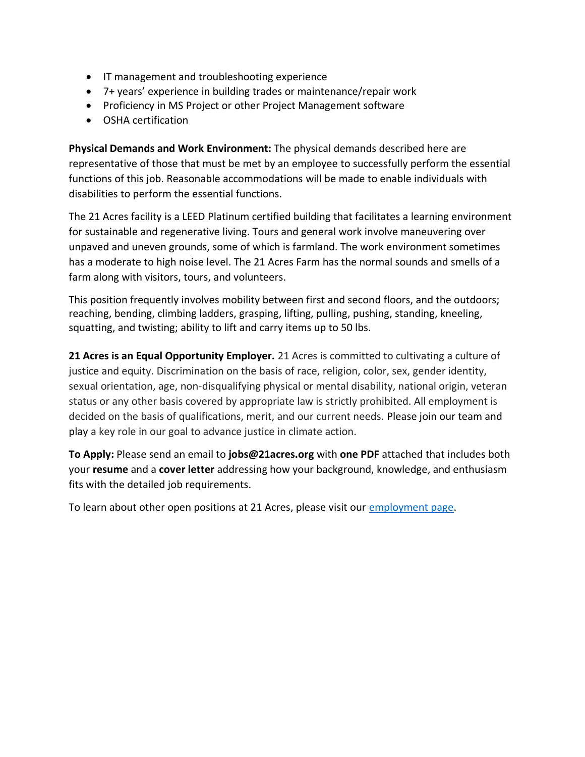- IT management and troubleshooting experience
- 7+ years' experience in building trades or maintenance/repair work
- Proficiency in MS Project or other Project Management software
- OSHA certification

**Physical Demands and Work Environment:** The physical demands described here are representative of those that must be met by an employee to successfully perform the essential functions of this job. Reasonable accommodations will be made to enable individuals with disabilities to perform the essential functions.

The 21 Acres facility is a LEED Platinum certified building that facilitates a learning environment for sustainable and regenerative living. Tours and general work involve maneuvering over unpaved and uneven grounds, some of which is farmland. The work environment sometimes has a moderate to high noise level. The 21 Acres Farm has the normal sounds and smells of a farm along with visitors, tours, and volunteers.

This position frequently involves mobility between first and second floors, and the outdoors; reaching, bending, climbing ladders, grasping, lifting, pulling, pushing, standing, kneeling, squatting, and twisting; ability to lift and carry items up to 50 lbs.

**21 Acres is an Equal Opportunity Employer.** 21 Acres is committed to cultivating a culture of justice and equity. Discrimination on the basis of race, religion, color, sex, gender identity, sexual orientation, age, non-disqualifying physical or mental disability, national origin, veteran status or any other basis covered by appropriate law is strictly prohibited. All employment is decided on the basis of qualifications, merit, and our current needs. Please join our team and play a key role in our goal to advance justice in climate action.

**To Apply:** Please send an email to **jobs@21acres.org** with **one PDF** attached that includes both your **resume** and a **cover letter** addressing how your background, knowledge, and enthusiasm fits with the detailed job requirements.

To learn about other open positions at 21 Acres, please visit our [employment page].